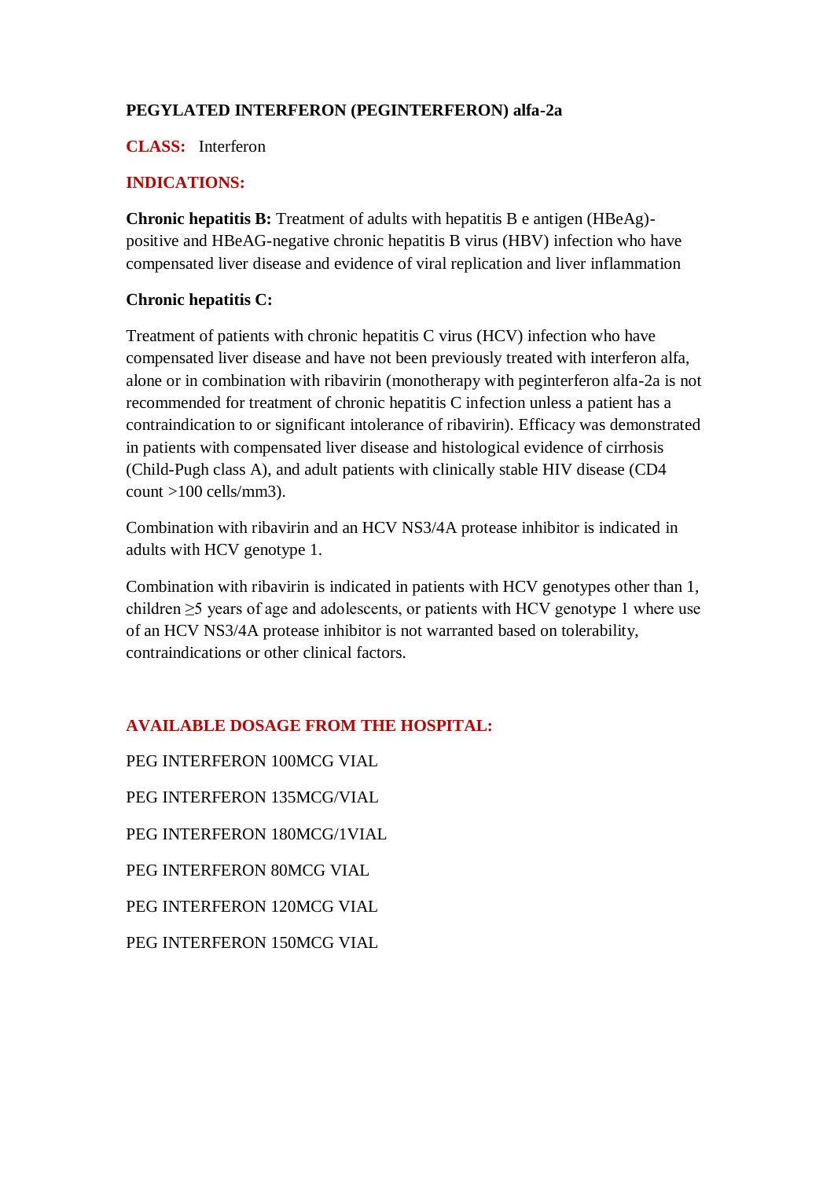**PEGYLATED INTERFERON (PEGINTERFERON) alfa-2a**

**CLASS:** Interferon

**INDICATIONS:**

**Chronic hepatitis B:** Treatment of adults with hepatitis B e antigen (HBeAg)-positive and HBeAG-negative chronic hepatitis B virus (HBV) infection who have compensated liver disease and evidence of viral replication and liver inflammation

**Chronic hepatitis C:**

Treatment of patients with chronic hepatitis C virus (HCV) infection who have compensated liver disease and have not been previously treated with interferon alfa, alone or in combination with ribavirin (monotherapy with peginterferon alfa-2a is not recommended for treatment of chronic hepatitis C infection unless a patient has a contraindication to or significant intolerance of ribavirin). Efficacy was demonstrated in patients with compensated liver disease and histological evidence of cirrhosis (Child-Pugh class A), and adult patients with clinically stable HIV disease (CD4 count >100 cells/mm3).

Combination with ribavirin and an HCV NS3/4A protease inhibitor is indicated in adults with HCV genotype 1.

Combination with ribavirin is indicated in patients with HCV genotypes other than 1, children ≥5 years of age and adolescents, or patients with HCV genotype 1 where use of an HCV NS3/4A protease inhibitor is not warranted based on tolerability, contraindications or other clinical factors.

**AVAILABLE DOSAGE FROM THE HOSPITAL:**

PEG INTERFERON 100MCG VIAL

PEG INTERFERON 135MCG/VIAL

PEG INTERFERON 180MCG/1VIAL

PEG INTERFERON 80MCG VIAL

PEG INTERFERON 120MCG VIAL

PEG INTERFERON 150MCG VIAL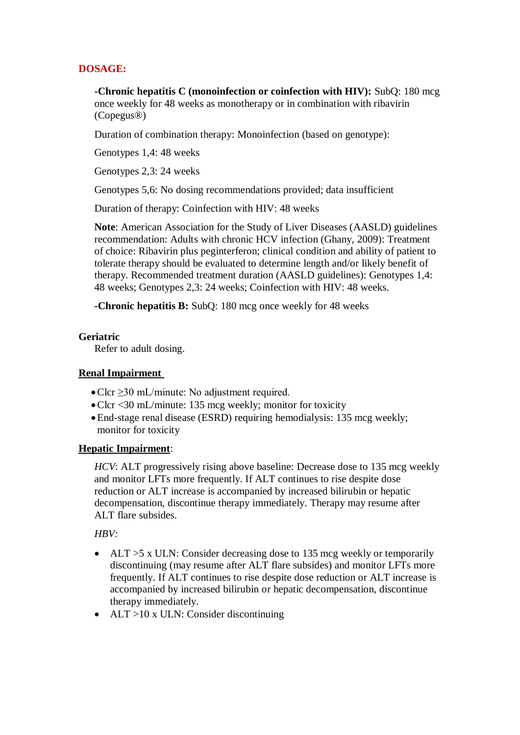## DOSAGE:

**-Chronic hepatitis C (monoinfection or coinfection with HIV):** SubQ: 180 mcg once weekly for 48 weeks as monotherapy or in combination with ribavirin (Copegus®)

Duration of combination therapy: Monoinfection (based on genotype):

Genotypes 1,4: 48 weeks

Genotypes 2,3: 24 weeks

Genotypes 5,6: No dosing recommendations provided; data insufficient

Duration of therapy: Coinfection with HIV: 48 weeks

**Note**: American Association for the Study of Liver Diseases (AASLD) guidelines recommendation: Adults with chronic HCV infection (Ghany, 2009): Treatment of choice: Ribavirin plus peginterferon; clinical condition and ability of patient to tolerate therapy should be evaluated to determine length and/or likely benefit of therapy. Recommended treatment duration (AASLD guidelines): Genotypes 1,4: 48 weeks; Genotypes 2,3: 24 weeks; Coinfection with HIV: 48 weeks.

**-Chronic hepatitis B:** SubQ: 180 mcg once weekly for 48 weeks

### Geriatric

Refer to adult dosing.

### Renal Impairment

- Clcr ≥30 mL/minute: No adjustment required.
- Clcr <30 mL/minute: 135 mcg weekly; monitor for toxicity
- End-stage renal disease (ESRD) requiring hemodialysis: 135 mcg weekly; monitor for toxicity

### Hepatic Impairment:

*HCV*: ALT progressively rising above baseline: Decrease dose to 135 mcg weekly and monitor LFTs more frequently. If ALT continues to rise despite dose reduction or ALT increase is accompanied by increased bilirubin or hepatic decompensation, discontinue therapy immediately. Therapy may resume after ALT flare subsides.

*HBV:*

- ALT >5 x ULN: Consider decreasing dose to 135 mcg weekly or temporarily discontinuing (may resume after ALT flare subsides) and monitor LFTs more frequently. If ALT continues to rise despite dose reduction or ALT increase is accompanied by increased bilirubin or hepatic decompensation, discontinue therapy immediately.
- ALT >10 x ULN: Consider discontinuing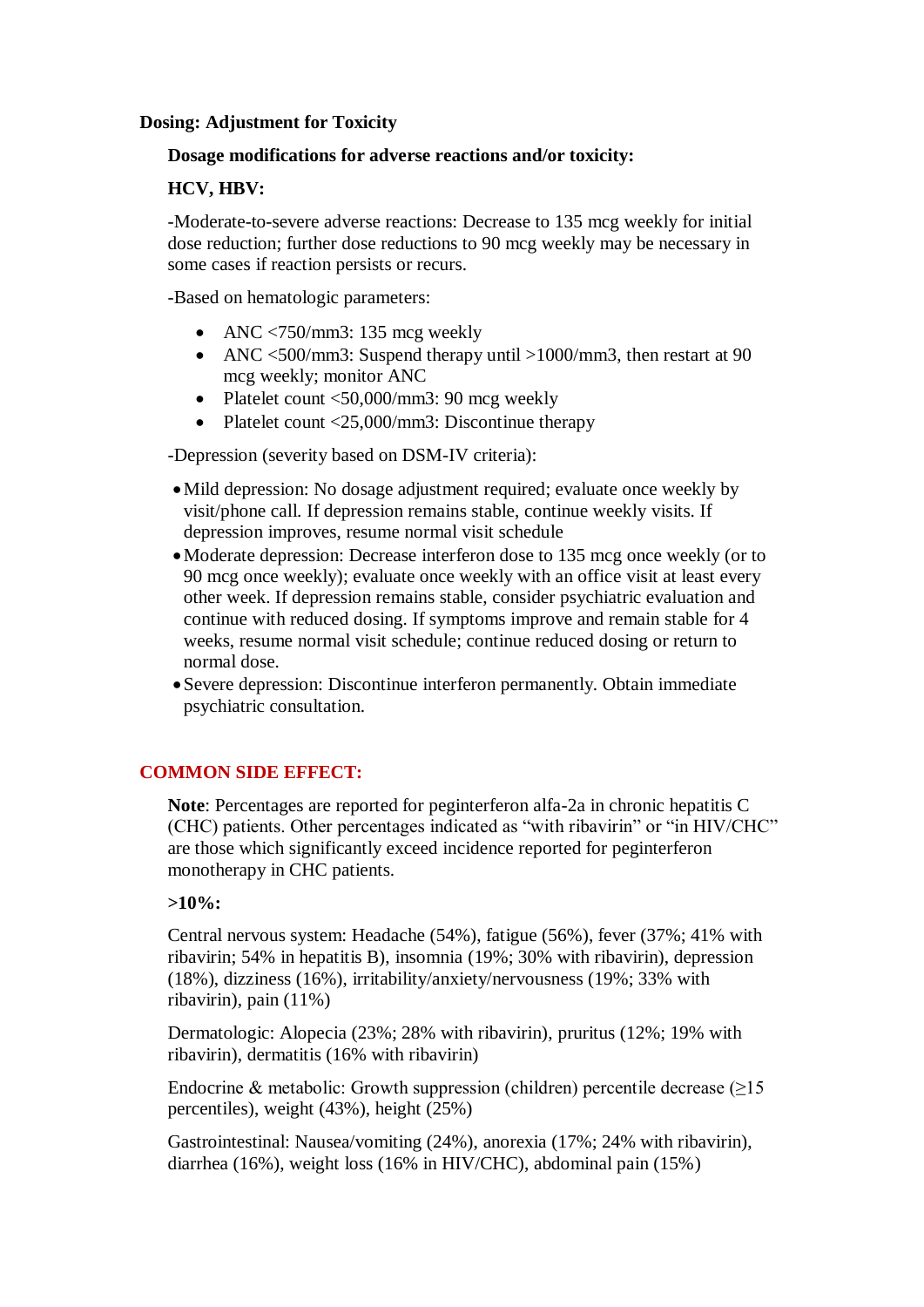## Dosing: Adjustment for Toxicity

**Dosage modifications for adverse reactions and/or toxicity:**

**HCV, HBV:**

-Moderate-to-severe adverse reactions: Decrease to 135 mcg weekly for initial dose reduction; further dose reductions to 90 mcg weekly may be necessary in some cases if reaction persists or recurs.

-Based on hematologic parameters:

- ANC <750/mm3: 135 mcg weekly
- ANC <500/mm3: Suspend therapy until >1000/mm3, then restart at 90 mcg weekly; monitor ANC
- Platelet count <50,000/mm3: 90 mcg weekly
- Platelet count <25,000/mm3: Discontinue therapy

-Depression (severity based on DSM-IV criteria):

- Mild depression: No dosage adjustment required; evaluate once weekly by visit/phone call. If depression remains stable, continue weekly visits. If depression improves, resume normal visit schedule
- Moderate depression: Decrease interferon dose to 135 mcg once weekly (or to 90 mcg once weekly); evaluate once weekly with an office visit at least every other week. If depression remains stable, consider psychiatric evaluation and continue with reduced dosing. If symptoms improve and remain stable for 4 weeks, resume normal visit schedule; continue reduced dosing or return to normal dose.
- Severe depression: Discontinue interferon permanently. Obtain immediate psychiatric consultation.

## COMMON SIDE EFFECT:

**Note**: Percentages are reported for peginterferon alfa-2a in chronic hepatitis C (CHC) patients. Other percentages indicated as "with ribavirin" or "in HIV/CHC" are those which significantly exceed incidence reported for peginterferon monotherapy in CHC patients.

**>10%:**

Central nervous system: Headache (54%), fatigue (56%), fever (37%; 41% with ribavirin; 54% in hepatitis B), insomnia (19%; 30% with ribavirin), depression (18%), dizziness (16%), irritability/anxiety/nervousness (19%; 33% with ribavirin), pain (11%)

Dermatologic: Alopecia (23%; 28% with ribavirin), pruritus (12%; 19% with ribavirin), dermatitis (16% with ribavirin)

Endocrine & metabolic: Growth suppression (children) percentile decrease (≥15 percentiles), weight (43%), height (25%)

Gastrointestinal: Nausea/vomiting (24%), anorexia (17%; 24% with ribavirin), diarrhea (16%), weight loss (16% in HIV/CHC), abdominal pain (15%)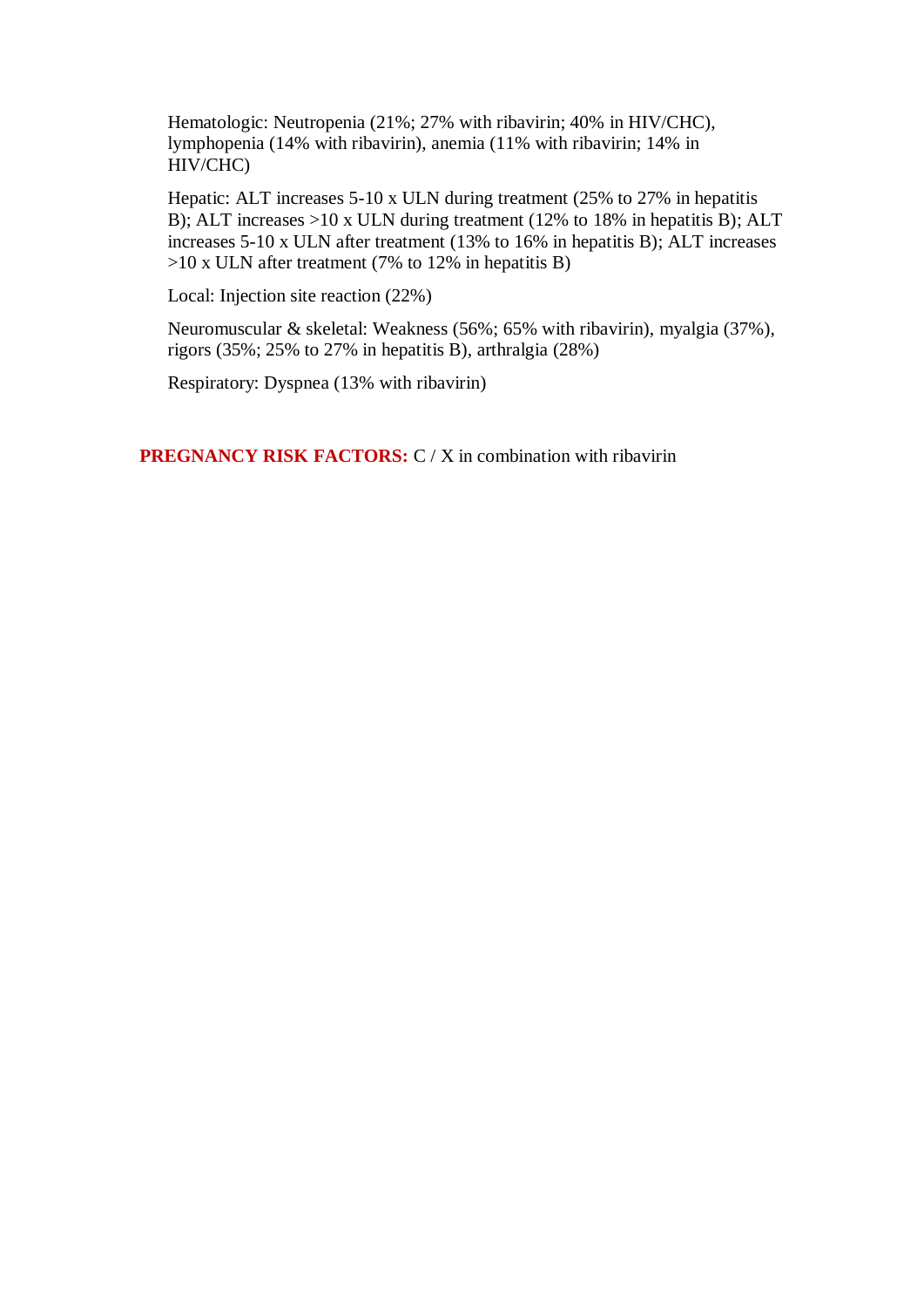Hematologic: Neutropenia (21%; 27% with ribavirin; 40% in HIV/CHC), lymphopenia (14% with ribavirin), anemia (11% with ribavirin; 14% in HIV/CHC)

Hepatic: ALT increases 5-10 x ULN during treatment (25% to 27% in hepatitis B); ALT increases >10 x ULN during treatment (12% to 18% in hepatitis B); ALT increases 5-10 x ULN after treatment (13% to 16% in hepatitis B); ALT increases >10 x ULN after treatment (7% to 12% in hepatitis B)

Local: Injection site reaction (22%)

Neuromuscular & skeletal: Weakness (56%; 65% with ribavirin), myalgia (37%), rigors (35%; 25% to 27% in hepatitis B), arthralgia (28%)

Respiratory: Dyspnea (13% with ribavirin)

**PREGNANCY RISK FACTORS:** C / X in combination with ribavirin